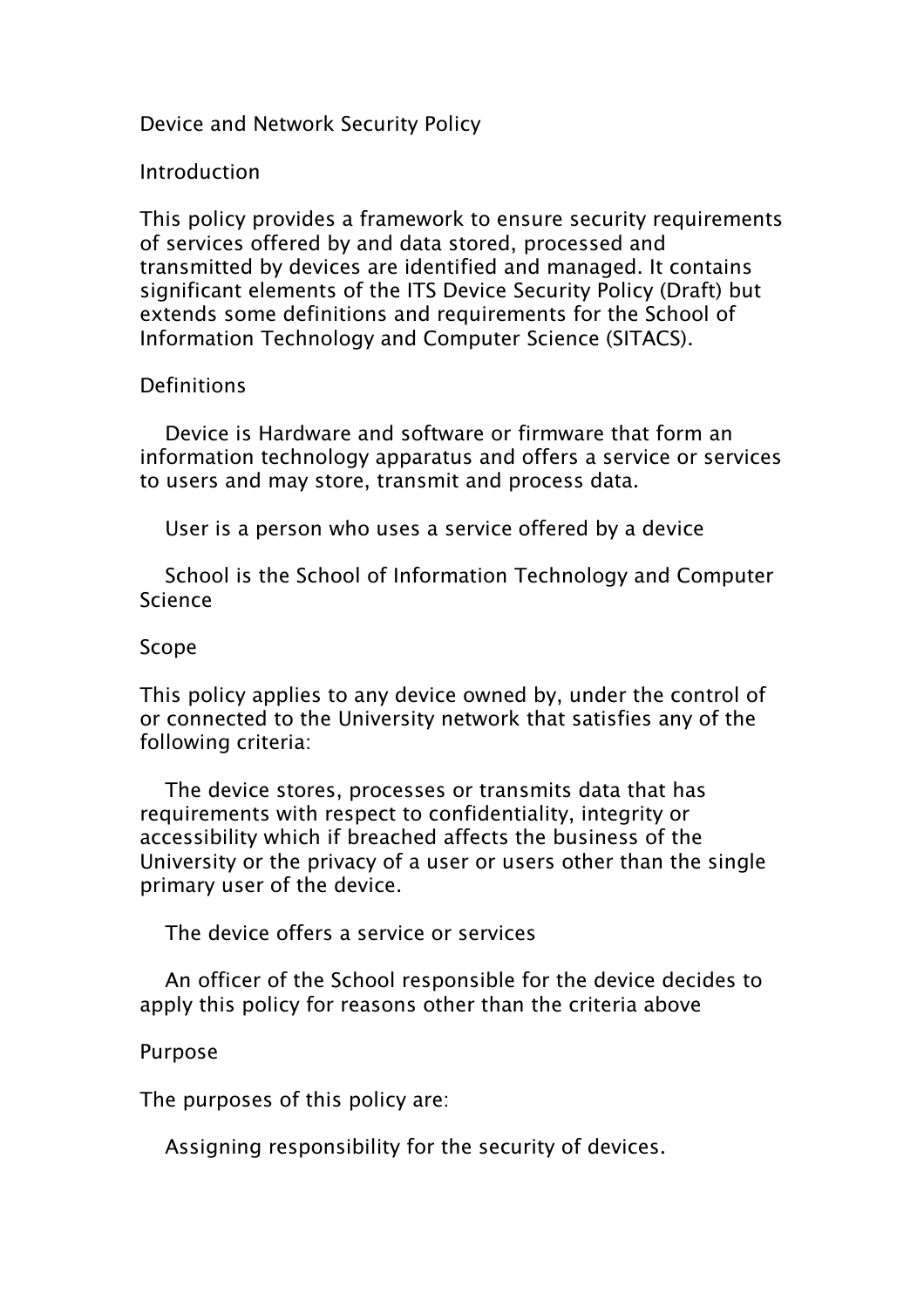# Device and Network Security Policy

## Introduction

This policy provides a framework to ensure security requirements of services offered by and data stored, processed and transmitted by devices are identified and managed. It contains significant elements of the ITS Device Security Policy (Draft) but extends some definitions and requirements for the School of Information Technology and Computer Science (SITACS).

## Definitions

- Device is Hardware and software or firmware that form an information technology apparatus and offers a service or services to users and may store, transmit and process data.
- User is a person who uses a service offered by a device
- School is the School of Information Technology and Computer Science

## Scope

This policy applies to any device owned by, under the control of or connected to the University network that satisfies any of the following criteria:

- The device stores, processes or transmits data that has requirements with respect to confidentiality, integrity or accessibility which if breached affects the business of the University or the privacy of a user or users other than the single primary user of the device.
- The device offers a service or services
- An officer of the School responsible for the device decides to apply this policy for reasons other than the criteria above

## Purpose

The purposes of this policy are:

- Assigning responsibility for the security of devices.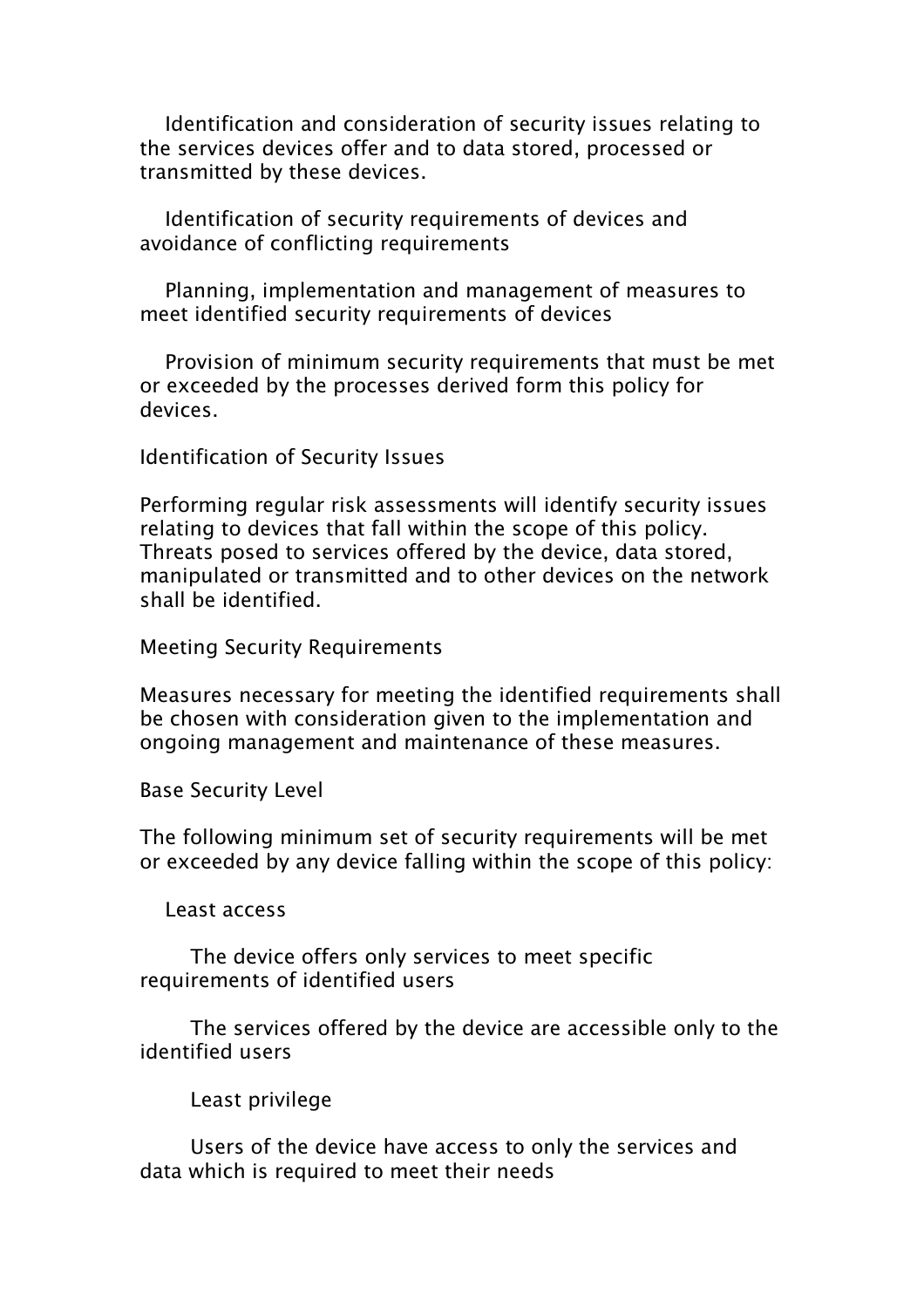- Identification and consideration of security issues relating to the services devices offer and to data stored, processed or transmitted by these devices.
- Identification of security requirements of devices and avoidance of conflicting requirements
- Planning, implementation and management of measures to meet identified security requirements of devices
- Provision of minimum security requirements that must be met or exceeded by the processes derived form this policy for devices.

## Identification of Security Issues

Performing regular risk assessments will identify security issues relating to devices that fall within the scope of this policy. Threats posed to services offered by the device, data stored, manipulated or transmitted and to other devices on the network shall be identified.

## Meeting Security Requirements

Measures necessary for meeting the identified requirements shall be chosen with consideration given to the implementation and ongoing management and maintenance of these measures.

## Base Security Level

The following minimum set of security requirements will be met or exceeded by any device falling within the scope of this policy:

- Least access
  - The device offers only services to meet specific requirements of identified users
  - The services offered by the device are accessible only to the identified users
  - Least privilege
  - Users of the device have access to only the services and data which is required to meet their needs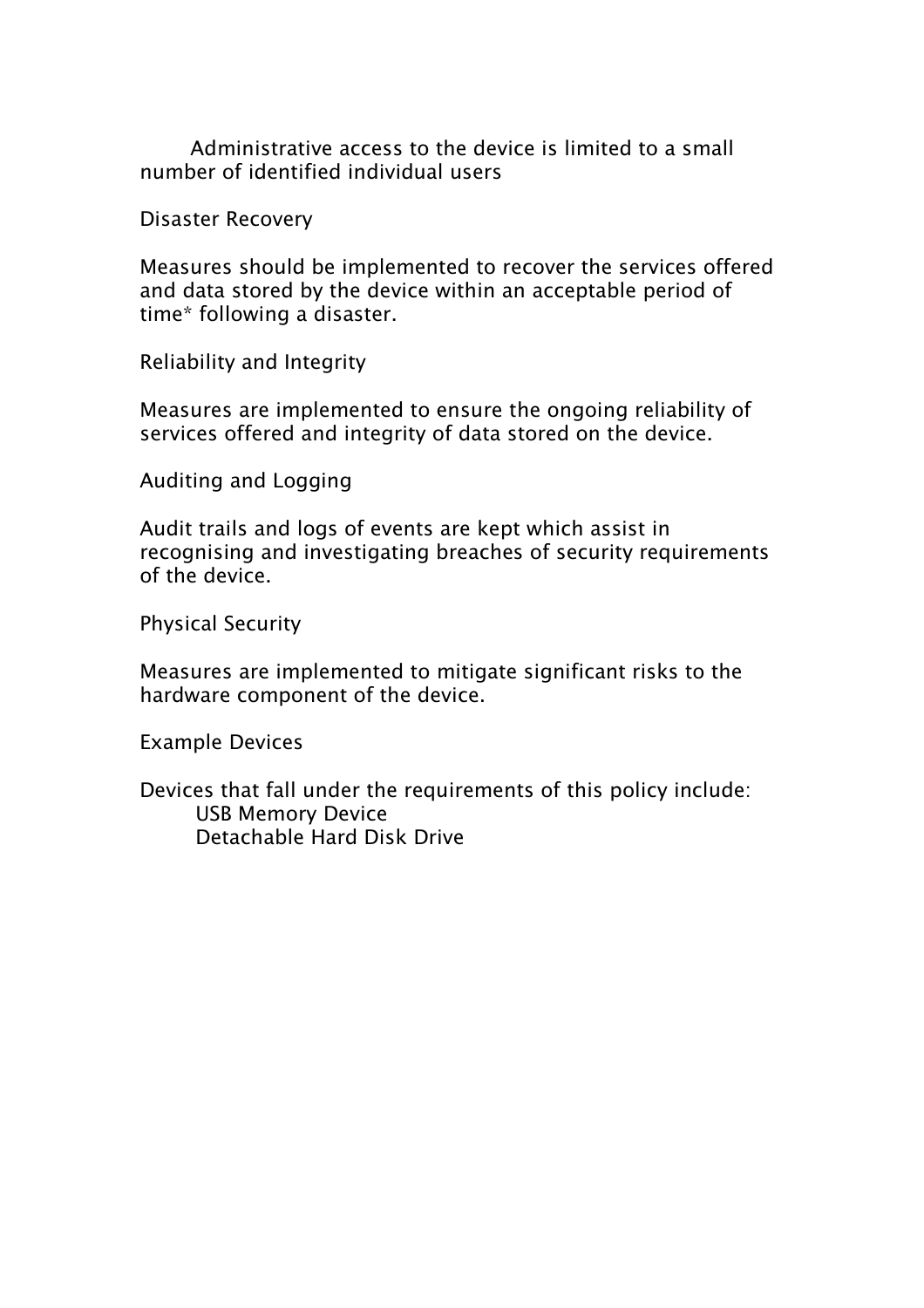Administrative access to the device is limited to a small number of identified individual users

## Disaster Recovery

Measures should be implemented to recover the services offered and data stored by the device within an acceptable period of time* following a disaster.

## Reliability and Integrity

Measures are implemented to ensure the ongoing reliability of services offered and integrity of data stored on the device.

## Auditing and Logging

Audit trails and logs of events are kept which assist in recognising and investigating breaches of security requirements of the device.

## Physical Security

Measures are implemented to mitigate significant risks to the hardware component of the device.

## Example Devices

Devices that fall under the requirements of this policy include:

- USB Memory Device
- Detachable Hard Disk Drive